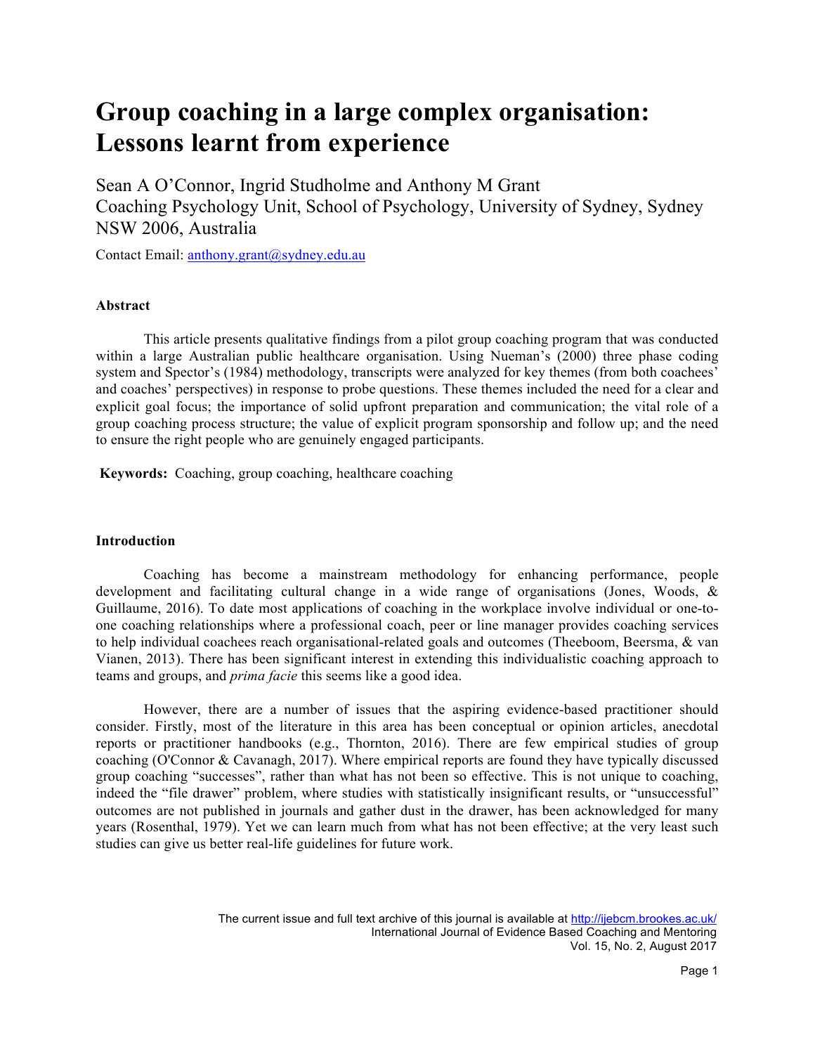# Group coaching in a large complex organisation: Lessons learnt from experience

Sean A O'Connor, Ingrid Studholme and Anthony M Grant
Coaching Psychology Unit, School of Psychology, University of Sydney, Sydney NSW 2006, Australia

Contact Email: anthony.grant@sydney.edu.au

### Abstract

This article presents qualitative findings from a pilot group coaching program that was conducted within a large Australian public healthcare organisation. Using Nueman's (2000) three phase coding system and Spector's (1984) methodology, transcripts were analyzed for key themes (from both coachees' and coaches' perspectives) in response to probe questions. These themes included the need for a clear and explicit goal focus; the importance of solid upfront preparation and communication; the vital role of a group coaching process structure; the value of explicit program sponsorship and follow up; and the need to ensure the right people who are genuinely engaged participants.

**Keywords:** Coaching, group coaching, healthcare coaching

### Introduction

Coaching has become a mainstream methodology for enhancing performance, people development and facilitating cultural change in a wide range of organisations (Jones, Woods, & Guillaume, 2016). To date most applications of coaching in the workplace involve individual or one-to-one coaching relationships where a professional coach, peer or line manager provides coaching services to help individual coachees reach organisational-related goals and outcomes (Theeboom, Beersma, & van Vianen, 2013). There has been significant interest in extending this individualistic coaching approach to teams and groups, and *prima facie* this seems like a good idea.

However, there are a number of issues that the aspiring evidence-based practitioner should consider. Firstly, most of the literature in this area has been conceptual or opinion articles, anecdotal reports or practitioner handbooks (e.g., Thornton, 2016). There are few empirical studies of group coaching (O'Connor & Cavanagh, 2017). Where empirical reports are found they have typically discussed group coaching "successes", rather than what has not been so effective. This is not unique to coaching, indeed the "file drawer" problem, where studies with statistically insignificant results, or "unsuccessful" outcomes are not published in journals and gather dust in the drawer, has been acknowledged for many years (Rosenthal, 1979). Yet we can learn much from what has not been effective; at the very least such studies can give us better real-life guidelines for future work.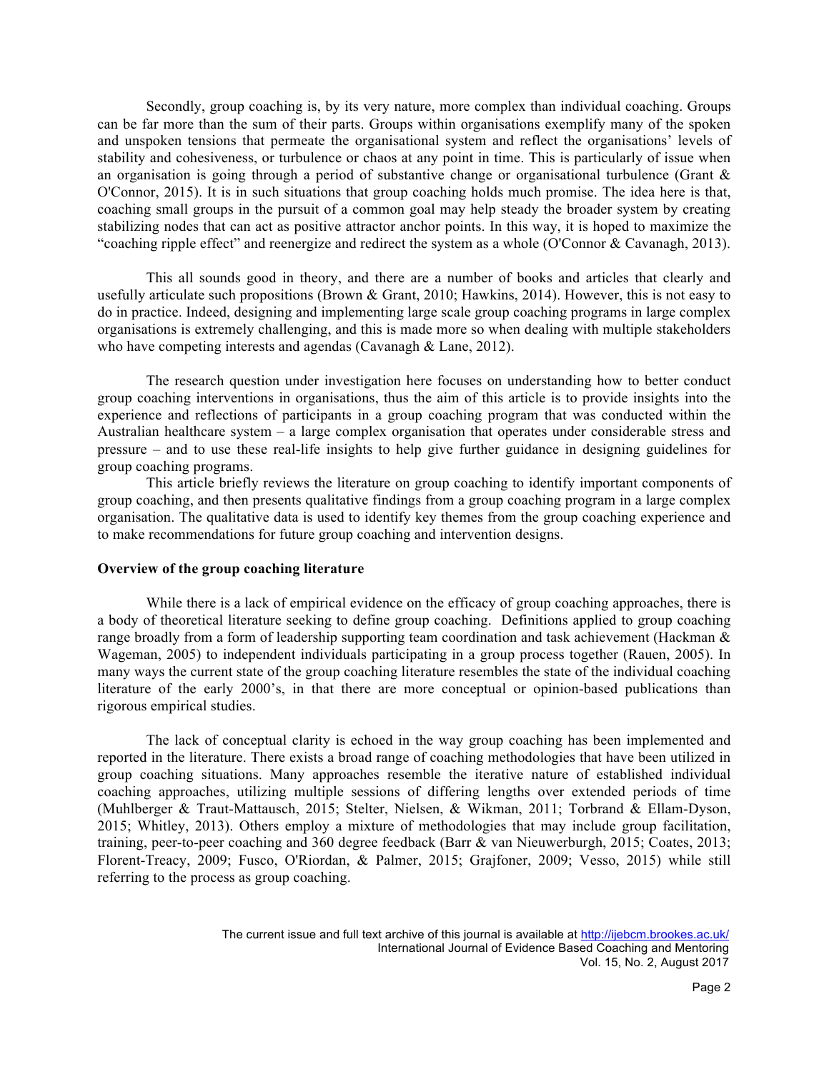Secondly, group coaching is, by its very nature, more complex than individual coaching. Groups can be far more than the sum of their parts. Groups within organisations exemplify many of the spoken and unspoken tensions that permeate the organisational system and reflect the organisations' levels of stability and cohesiveness, or turbulence or chaos at any point in time. This is particularly of issue when an organisation is going through a period of substantive change or organisational turbulence (Grant & O'Connor, 2015). It is in such situations that group coaching holds much promise. The idea here is that, coaching small groups in the pursuit of a common goal may help steady the broader system by creating stabilizing nodes that can act as positive attractor anchor points. In this way, it is hoped to maximize the "coaching ripple effect" and reenergize and redirect the system as a whole (O'Connor & Cavanagh, 2013).

This all sounds good in theory, and there are a number of books and articles that clearly and usefully articulate such propositions (Brown & Grant, 2010; Hawkins, 2014). However, this is not easy to do in practice. Indeed, designing and implementing large scale group coaching programs in large complex organisations is extremely challenging, and this is made more so when dealing with multiple stakeholders who have competing interests and agendas (Cavanagh & Lane, 2012).

The research question under investigation here focuses on understanding how to better conduct group coaching interventions in organisations, thus the aim of this article is to provide insights into the experience and reflections of participants in a group coaching program that was conducted within the Australian healthcare system – a large complex organisation that operates under considerable stress and pressure – and to use these real-life insights to help give further guidance in designing guidelines for group coaching programs.

This article briefly reviews the literature on group coaching to identify important components of group coaching, and then presents qualitative findings from a group coaching program in a large complex organisation. The qualitative data is used to identify key themes from the group coaching experience and to make recommendations for future group coaching and intervention designs.

## Overview of the group coaching literature

While there is a lack of empirical evidence on the efficacy of group coaching approaches, there is a body of theoretical literature seeking to define group coaching. Definitions applied to group coaching range broadly from a form of leadership supporting team coordination and task achievement (Hackman & Wageman, 2005) to independent individuals participating in a group process together (Rauen, 2005). In many ways the current state of the group coaching literature resembles the state of the individual coaching literature of the early 2000's, in that there are more conceptual or opinion-based publications than rigorous empirical studies.

The lack of conceptual clarity is echoed in the way group coaching has been implemented and reported in the literature. There exists a broad range of coaching methodologies that have been utilized in group coaching situations. Many approaches resemble the iterative nature of established individual coaching approaches, utilizing multiple sessions of differing lengths over extended periods of time (Muhlberger & Traut-Mattausch, 2015; Stelter, Nielsen, & Wikman, 2011; Torbrand & Ellam-Dyson, 2015; Whitley, 2013). Others employ a mixture of methodologies that may include group facilitation, training, peer-to-peer coaching and 360 degree feedback (Barr & van Nieuwerburgh, 2015; Coates, 2013; Florent-Treacy, 2009; Fusco, O'Riordan, & Palmer, 2015; Grajfoner, 2009; Vesso, 2015) while still referring to the process as group coaching.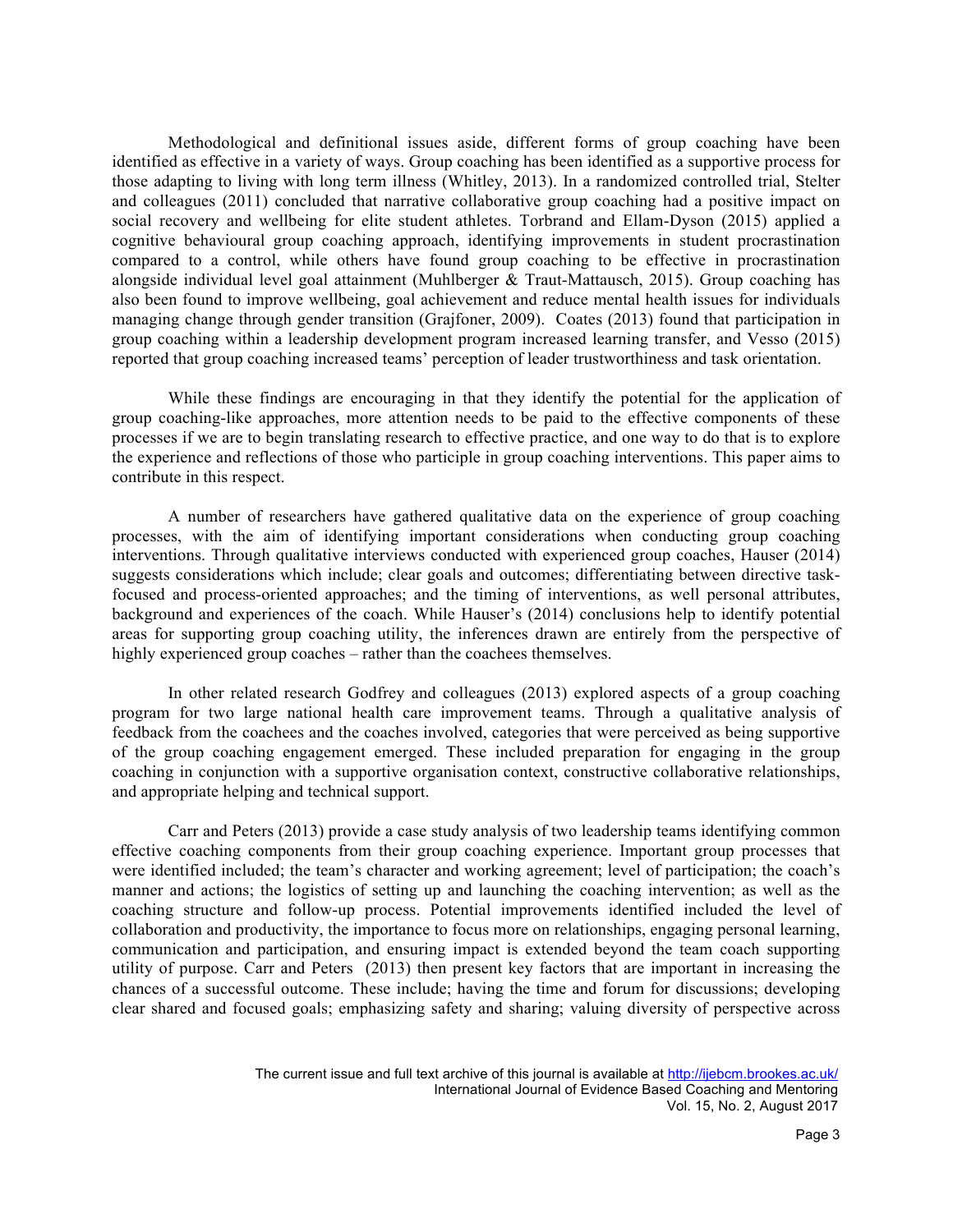Methodological and definitional issues aside, different forms of group coaching have been identified as effective in a variety of ways. Group coaching has been identified as a supportive process for those adapting to living with long term illness (Whitley, 2013). In a randomized controlled trial, Stelter and colleagues (2011) concluded that narrative collaborative group coaching had a positive impact on social recovery and wellbeing for elite student athletes. Torbrand and Ellam-Dyson (2015) applied a cognitive behavioural group coaching approach, identifying improvements in student procrastination compared to a control, while others have found group coaching to be effective in procrastination alongside individual level goal attainment (Muhlberger & Traut-Mattausch, 2015). Group coaching has also been found to improve wellbeing, goal achievement and reduce mental health issues for individuals managing change through gender transition (Grajfoner, 2009). Coates (2013) found that participation in group coaching within a leadership development program increased learning transfer, and Vesso (2015) reported that group coaching increased teams' perception of leader trustworthiness and task orientation.

While these findings are encouraging in that they identify the potential for the application of group coaching-like approaches, more attention needs to be paid to the effective components of these processes if we are to begin translating research to effective practice, and one way to do that is to explore the experience and reflections of those who participate in group coaching interventions. This paper aims to contribute in this respect.

A number of researchers have gathered qualitative data on the experience of group coaching processes, with the aim of identifying important considerations when conducting group coaching interventions. Through qualitative interviews conducted with experienced group coaches, Hauser (2014) suggests considerations which include; clear goals and outcomes; differentiating between directive task-focused and process-oriented approaches; and the timing of interventions, as well personal attributes, background and experiences of the coach. While Hauser's (2014) conclusions help to identify potential areas for supporting group coaching utility, the inferences drawn are entirely from the perspective of highly experienced group coaches – rather than the coachees themselves.

In other related research Godfrey and colleagues (2013) explored aspects of a group coaching program for two large national health care improvement teams. Through a qualitative analysis of feedback from the coachees and the coaches involved, categories that were perceived as being supportive of the group coaching engagement emerged. These included preparation for engaging in the group coaching in conjunction with a supportive organisation context, constructive collaborative relationships, and appropriate helping and technical support.

Carr and Peters (2013) provide a case study analysis of two leadership teams identifying common effective coaching components from their group coaching experience. Important group processes that were identified included; the team's character and working agreement; level of participation; the coach's manner and actions; the logistics of setting up and launching the coaching intervention; as well as the coaching structure and follow-up process. Potential improvements identified included the level of collaboration and productivity, the importance to focus more on relationships, engaging personal learning, communication and participation, and ensuring impact is extended beyond the team coach supporting utility of purpose. Carr and Peters (2013) then present key factors that are important in increasing the chances of a successful outcome. These include; having the time and forum for discussions; developing clear shared and focused goals; emphasizing safety and sharing; valuing diversity of perspective across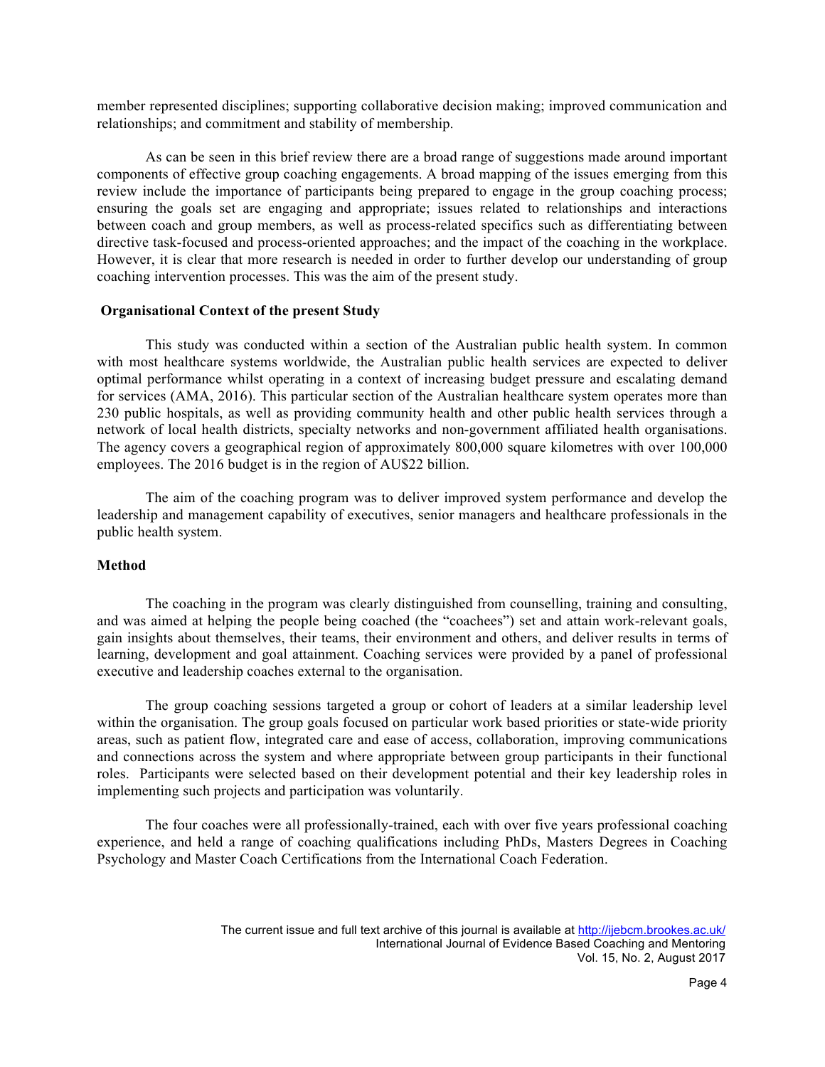member represented disciplines; supporting collaborative decision making; improved communication and relationships; and commitment and stability of membership.

As can be seen in this brief review there are a broad range of suggestions made around important components of effective group coaching engagements. A broad mapping of the issues emerging from this review include the importance of participants being prepared to engage in the group coaching process; ensuring the goals set are engaging and appropriate; issues related to relationships and interactions between coach and group members, as well as process-related specifics such as differentiating between directive task-focused and process-oriented approaches; and the impact of the coaching in the workplace. However, it is clear that more research is needed in order to further develop our understanding of group coaching intervention processes. This was the aim of the present study.

### Organisational Context of the present Study

This study was conducted within a section of the Australian public health system. In common with most healthcare systems worldwide, the Australian public health services are expected to deliver optimal performance whilst operating in a context of increasing budget pressure and escalating demand for services (AMA, 2016). This particular section of the Australian healthcare system operates more than 230 public hospitals, as well as providing community health and other public health services through a network of local health districts, specialty networks and non-government affiliated health organisations. The agency covers a geographical region of approximately 800,000 square kilometres with over 100,000 employees. The 2016 budget is in the region of AU$22 billion.

The aim of the coaching program was to deliver improved system performance and develop the leadership and management capability of executives, senior managers and healthcare professionals in the public health system.

### Method

The coaching in the program was clearly distinguished from counselling, training and consulting, and was aimed at helping the people being coached (the "coachees") set and attain work-relevant goals, gain insights about themselves, their teams, their environment and others, and deliver results in terms of learning, development and goal attainment. Coaching services were provided by a panel of professional executive and leadership coaches external to the organisation.

The group coaching sessions targeted a group or cohort of leaders at a similar leadership level within the organisation. The group goals focused on particular work based priorities or state-wide priority areas, such as patient flow, integrated care and ease of access, collaboration, improving communications and connections across the system and where appropriate between group participants in their functional roles. Participants were selected based on their development potential and their key leadership roles in implementing such projects and participation was voluntarily.

The four coaches were all professionally-trained, each with over five years professional coaching experience, and held a range of coaching qualifications including PhDs, Masters Degrees in Coaching Psychology and Master Coach Certifications from the International Coach Federation.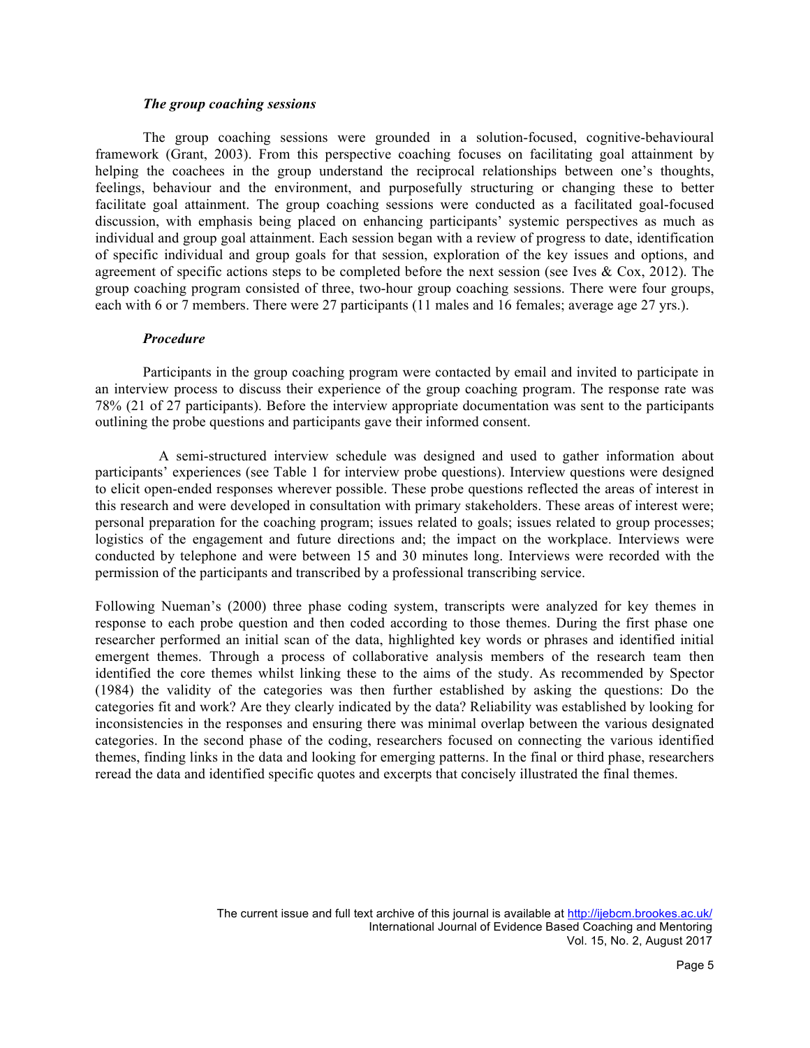### *The group coaching sessions*

The group coaching sessions were grounded in a solution-focused, cognitive-behavioural framework (Grant, 2003). From this perspective coaching focuses on facilitating goal attainment by helping the coachees in the group understand the reciprocal relationships between one's thoughts, feelings, behaviour and the environment, and purposefully structuring or changing these to better facilitate goal attainment. The group coaching sessions were conducted as a facilitated goal-focused discussion, with emphasis being placed on enhancing participants' systemic perspectives as much as individual and group goal attainment. Each session began with a review of progress to date, identification of specific individual and group goals for that session, exploration of the key issues and options, and agreement of specific actions steps to be completed before the next session (see Ives & Cox, 2012). The group coaching program consisted of three, two-hour group coaching sessions. There were four groups, each with 6 or 7 members. There were 27 participants (11 males and 16 females; average age 27 yrs.).

### *Procedure*

Participants in the group coaching program were contacted by email and invited to participate in an interview process to discuss their experience of the group coaching program. The response rate was 78% (21 of 27 participants). Before the interview appropriate documentation was sent to the participants outlining the probe questions and participants gave their informed consent.

A semi-structured interview schedule was designed and used to gather information about participants' experiences (see Table 1 for interview probe questions). Interview questions were designed to elicit open-ended responses wherever possible. These probe questions reflected the areas of interest in this research and were developed in consultation with primary stakeholders. These areas of interest were; personal preparation for the coaching program; issues related to goals; issues related to group processes; logistics of the engagement and future directions and; the impact on the workplace. Interviews were conducted by telephone and were between 15 and 30 minutes long. Interviews were recorded with the permission of the participants and transcribed by a professional transcribing service.

Following Nueman's (2000) three phase coding system, transcripts were analyzed for key themes in response to each probe question and then coded according to those themes. During the first phase one researcher performed an initial scan of the data, highlighted key words or phrases and identified initial emergent themes. Through a process of collaborative analysis members of the research team then identified the core themes whilst linking these to the aims of the study. As recommended by Spector (1984) the validity of the categories was then further established by asking the questions: Do the categories fit and work? Are they clearly indicated by the data? Reliability was established by looking for inconsistencies in the responses and ensuring there was minimal overlap between the various designated categories. In the second phase of the coding, researchers focused on connecting the various identified themes, finding links in the data and looking for emerging patterns. In the final or third phase, researchers reread the data and identified specific quotes and excerpts that concisely illustrated the final themes.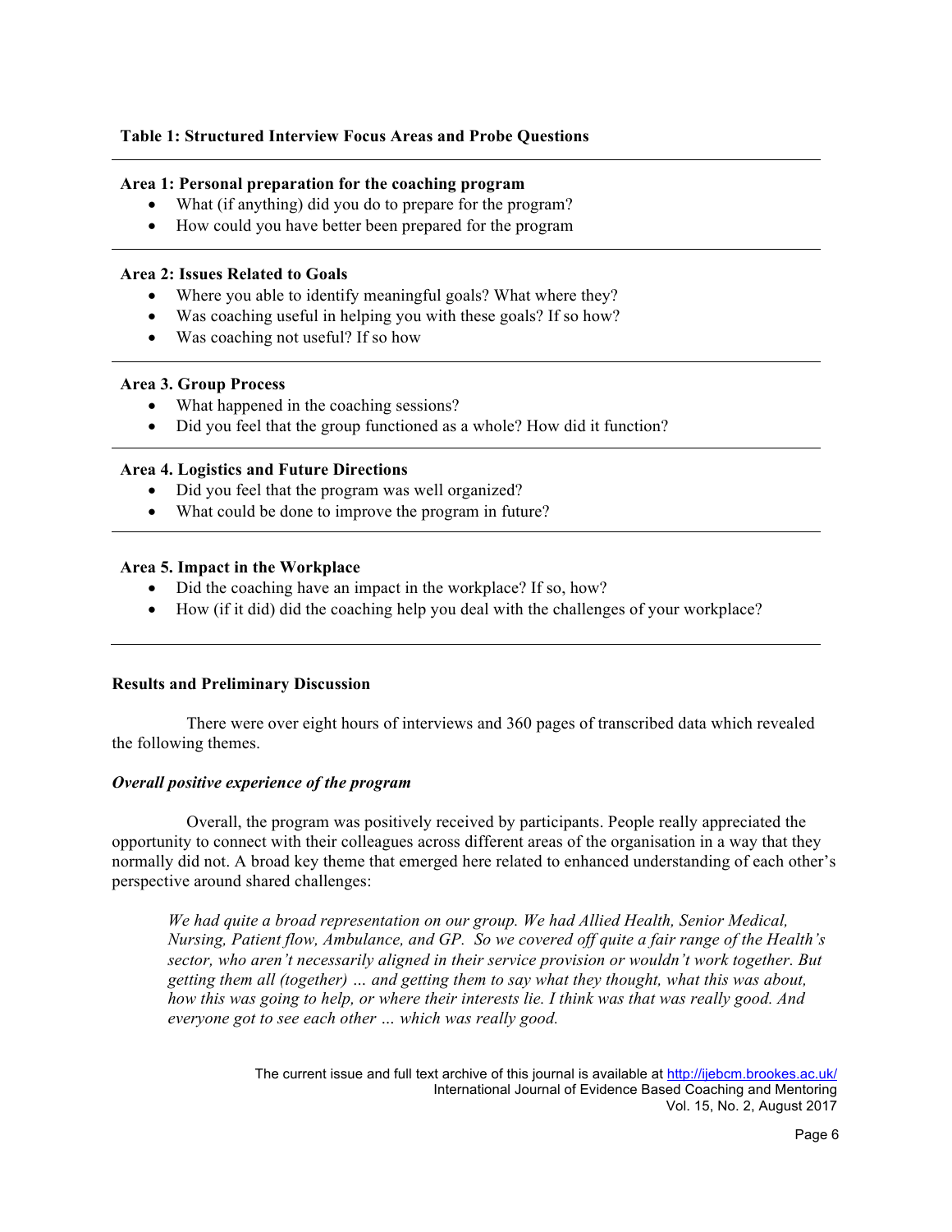**Table 1: Structured Interview Focus Areas and Probe Questions**

**Area 1: Personal preparation for the coaching program**

- What (if anything) did you do to prepare for the program?
- How could you have better been prepared for the program

**Area 2: Issues Related to Goals**

- Where you able to identify meaningful goals? What where they?
- Was coaching useful in helping you with these goals? If so how?
- Was coaching not useful? If so how

**Area 3. Group Process**

- What happened in the coaching sessions?
- Did you feel that the group functioned as a whole? How did it function?

**Area 4. Logistics and Future Directions**

- Did you feel that the program was well organized?
- What could be done to improve the program in future?

**Area 5. Impact in the Workplace**

- Did the coaching have an impact in the workplace? If so, how?
- How (if it did) did the coaching help you deal with the challenges of your workplace?

## Results and Preliminary Discussion

There were over eight hours of interviews and 360 pages of transcribed data which revealed the following themes.

### *Overall positive experience of the program*

Overall, the program was positively received by participants. People really appreciated the opportunity to connect with their colleagues across different areas of the organisation in a way that they normally did not. A broad key theme that emerged here related to enhanced understanding of each other's perspective around shared challenges:

> *We had quite a broad representation on our group. We had Allied Health, Senior Medical, Nursing, Patient flow, Ambulance, and GP. So we covered off quite a fair range of the Health's sector, who aren't necessarily aligned in their service provision or wouldn't work together. But getting them all (together) … and getting them to say what they thought, what this was about, how this was going to help, or where their interests lie. I think was that was really good. And everyone got to see each other … which was really good.*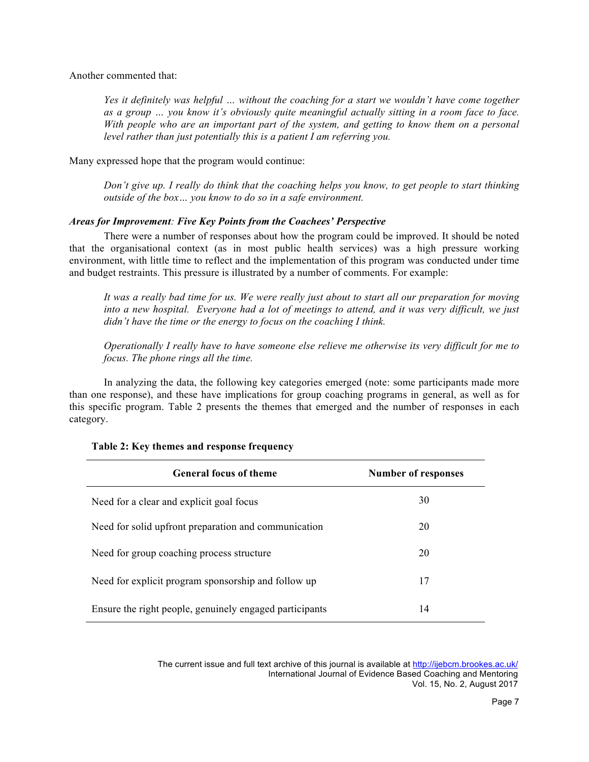Another commented that:

> *Yes it definitely was helpful … without the coaching for a start we wouldn't have come together as a group … you know it's obviously quite meaningful actually sitting in a room face to face. With people who are an important part of the system, and getting to know them on a personal level rather than just potentially this is a patient I am referring you.*

Many expressed hope that the program would continue:

> *Don't give up. I really do think that the coaching helps you know, to get people to start thinking outside of the box… you know to do so in a safe environment.*

### *Areas for Improvement: Five Key Points from the Coachees' Perspective*

There were a number of responses about how the program could be improved. It should be noted that the organisational context (as in most public health services) was a high pressure working environment, with little time to reflect and the implementation of this program was conducted under time and budget restraints. This pressure is illustrated by a number of comments. For example:

> *It was a really bad time for us. We were really just about to start all our preparation for moving into a new hospital. Everyone had a lot of meetings to attend, and it was very difficult, we just didn't have the time or the energy to focus on the coaching I think.*

> *Operationally I really have to have someone else relieve me otherwise its very difficult for me to focus. The phone rings all the time.*

In analyzing the data, the following key categories emerged (note: some participants made more than one response), and these have implications for group coaching programs in general, as well as for this specific program. Table 2 presents the themes that emerged and the number of responses in each category.

**Table 2: Key themes and response frequency**

| General focus of theme | Number of responses |
|---|---|
| Need for a clear and explicit goal focus | 30 |
| Need for solid upfront preparation and communication | 20 |
| Need for group coaching process structure | 20 |
| Need for explicit program sponsorship and follow up | 17 |
| Ensure the right people, genuinely engaged participants | 14 |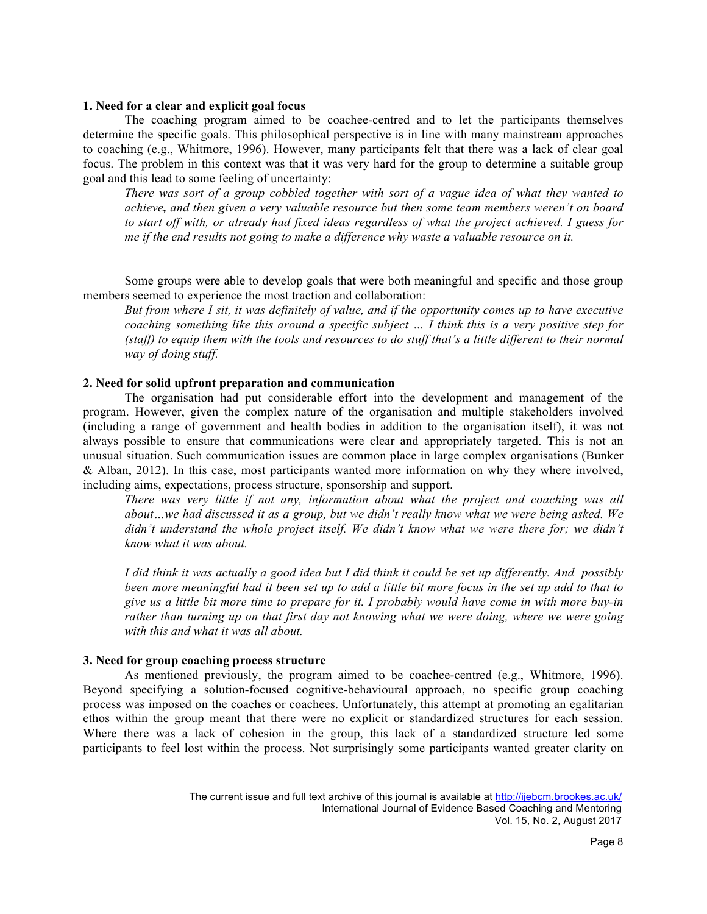**1. Need for a clear and explicit goal focus**

The coaching program aimed to be coachee-centred and to let the participants themselves determine the specific goals. This philosophical perspective is in line with many mainstream approaches to coaching (e.g., Whitmore, 1996). However, many participants felt that there was a lack of clear goal focus. The problem in this context was that it was very hard for the group to determine a suitable group goal and this lead to some feeling of uncertainty:

> *There was sort of a group cobbled together with sort of a vague idea of what they wanted to achieve**,** and then given a very valuable resource but then some team members weren't on board to start off with, or already had fixed ideas regardless of what the project achieved. I guess for me if the end results not going to make a difference why waste a valuable resource on it.*

Some groups were able to develop goals that were both meaningful and specific and those group members seemed to experience the most traction and collaboration:

> *But from where I sit, it was definitely of value, and if the opportunity comes up to have executive coaching something like this around a specific subject … I think this is a very positive step for (staff) to equip them with the tools and resources to do stuff that's a little different to their normal way of doing stuff.*

**2. Need for solid upfront preparation and communication**

The organisation had put considerable effort into the development and management of the program. However, given the complex nature of the organisation and multiple stakeholders involved (including a range of government and health bodies in addition to the organisation itself), it was not always possible to ensure that communications were clear and appropriately targeted. This is not an unusual situation. Such communication issues are common place in large complex organisations (Bunker & Alban, 2012). In this case, most participants wanted more information on why they where involved, including aims, expectations, process structure, sponsorship and support.

> *There was very little if not any, information about what the project and coaching was all about…we had discussed it as a group, but we didn't really know what we were being asked. We didn't understand the whole project itself. We didn't know what we were there for; we didn't know what it was about.*
>
> *I did think it was actually a good idea but I did think it could be set up differently. And possibly been more meaningful had it been set up to add a little bit more focus in the set up add to that to give us a little bit more time to prepare for it. I probably would have come in with more buy-in rather than turning up on that first day not knowing what we were doing, where we were going with this and what it was all about.*

**3. Need for group coaching process structure**

As mentioned previously, the program aimed to be coachee-centred (e.g., Whitmore, 1996). Beyond specifying a solution-focused cognitive-behavioural approach, no specific group coaching process was imposed on the coaches or coachees. Unfortunately, this attempt at promoting an egalitarian ethos within the group meant that there were no explicit or standardized structures for each session. Where there was a lack of cohesion in the group, this lack of a standardized structure led some participants to feel lost within the process. Not surprisingly some participants wanted greater clarity on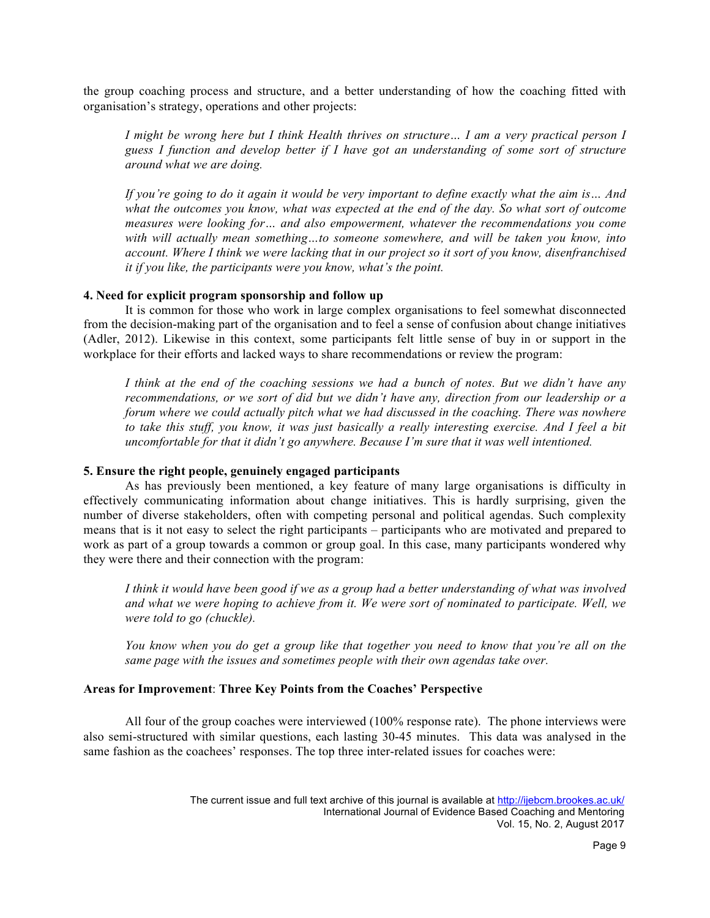the group coaching process and structure, and a better understanding of how the coaching fitted with organisation's strategy, operations and other projects:

> *I might be wrong here but I think Health thrives on structure… I am a very practical person I guess I function and develop better if I have got an understanding of some sort of structure around what we are doing.*

> *If you're going to do it again it would be very important to define exactly what the aim is… And what the outcomes you know, what was expected at the end of the day. So what sort of outcome measures were looking for… and also empowerment, whatever the recommendations you come with will actually mean something…to someone somewhere, and will be taken you know, into account. Where I think we were lacking that in our project so it sort of you know, disenfranchised it if you like, the participants were you know, what's the point.*

**4. Need for explicit program sponsorship and follow up**

It is common for those who work in large complex organisations to feel somewhat disconnected from the decision-making part of the organisation and to feel a sense of confusion about change initiatives (Adler, 2012). Likewise in this context, some participants felt little sense of buy in or support in the workplace for their efforts and lacked ways to share recommendations or review the program:

> *I think at the end of the coaching sessions we had a bunch of notes. But we didn't have any recommendations, or we sort of did but we didn't have any, direction from our leadership or a forum where we could actually pitch what we had discussed in the coaching. There was nowhere to take this stuff, you know, it was just basically a really interesting exercise. And I feel a bit uncomfortable for that it didn't go anywhere. Because I'm sure that it was well intentioned.*

**5. Ensure the right people, genuinely engaged participants**

As has previously been mentioned, a key feature of many large organisations is difficulty in effectively communicating information about change initiatives. This is hardly surprising, given the number of diverse stakeholders, often with competing personal and political agendas. Such complexity means that is it not easy to select the right participants – participants who are motivated and prepared to work as part of a group towards a common or group goal. In this case, many participants wondered why they were there and their connection with the program:

> *I think it would have been good if we as a group had a better understanding of what was involved and what we were hoping to achieve from it. We were sort of nominated to participate. Well, we were told to go (chuckle).*

> *You know when you do get a group like that together you need to know that you're all on the same page with the issues and sometimes people with their own agendas take over.*

**Areas for Improvement**: **Three Key Points from the Coaches' Perspective**

All four of the group coaches were interviewed (100% response rate). The phone interviews were also semi-structured with similar questions, each lasting 30-45 minutes. This data was analysed in the same fashion as the coachees' responses. The top three inter-related issues for coaches were: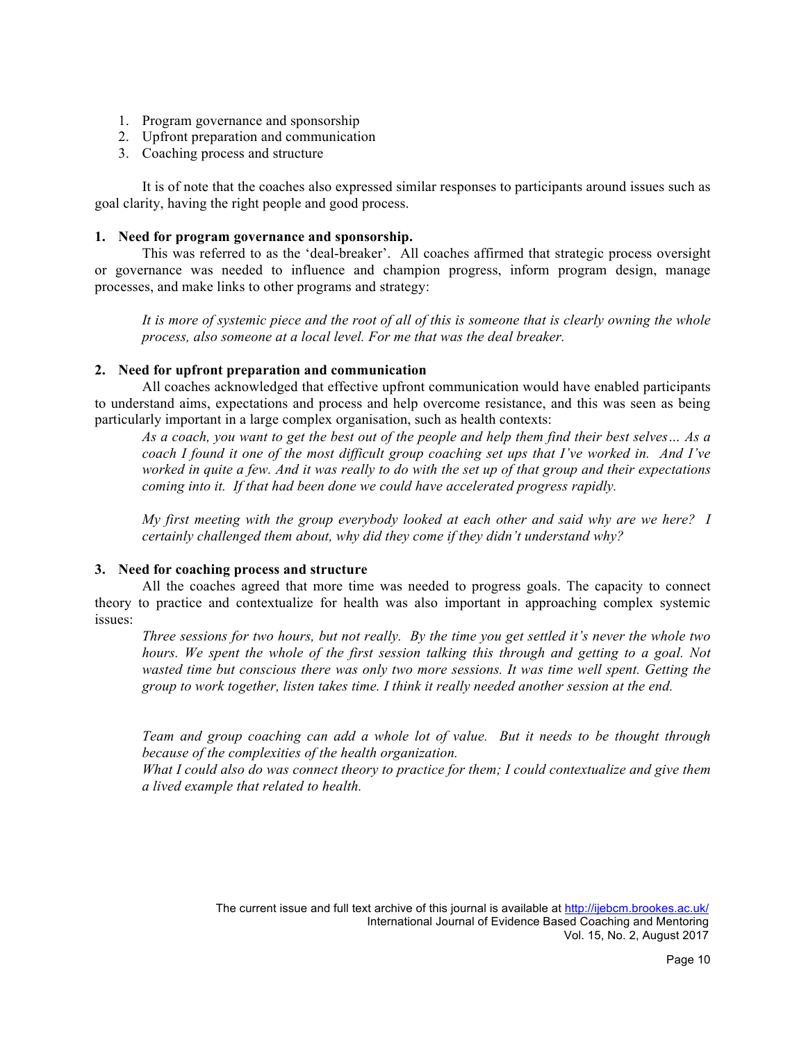1. Program governance and sponsorship
2. Upfront preparation and communication
3. Coaching process and structure

It is of note that the coaches also expressed similar responses to participants around issues such as goal clarity, having the right people and good process.

**1. Need for program governance and sponsorship.**

This was referred to as the 'deal-breaker'. All coaches affirmed that strategic process oversight or governance was needed to influence and champion progress, inform program design, manage processes, and make links to other programs and strategy:

> *It is more of systemic piece and the root of all of this is someone that is clearly owning the whole process, also someone at a local level. For me that was the deal breaker.*

**2. Need for upfront preparation and communication**

All coaches acknowledged that effective upfront communication would have enabled participants to understand aims, expectations and process and help overcome resistance, and this was seen as being particularly important in a large complex organisation, such as health contexts:

> *As a coach, you want to get the best out of the people and help them find their best selves… As a coach I found it one of the most difficult group coaching set ups that I've worked in. And I've worked in quite a few. And it was really to do with the set up of that group and their expectations coming into it. If that had been done we could have accelerated progress rapidly.*
>
> *My first meeting with the group everybody looked at each other and said why are we here? I certainly challenged them about, why did they come if they didn't understand why?*

**3. Need for coaching process and structure**

All the coaches agreed that more time was needed to progress goals. The capacity to connect theory to practice and contextualize for health was also important in approaching complex systemic issues:

> *Three sessions for two hours, but not really. By the time you get settled it's never the whole two hours. We spent the whole of the first session talking this through and getting to a goal. Not wasted time but conscious there was only two more sessions. It was time well spent. Getting the group to work together, listen takes time. I think it really needed another session at the end.*
>
> *Team and group coaching can add a whole lot of value. But it needs to be thought through because of the complexities of the health organization.*
> *What I could also do was connect theory to practice for them; I could contextualize and give them a lived example that related to health.*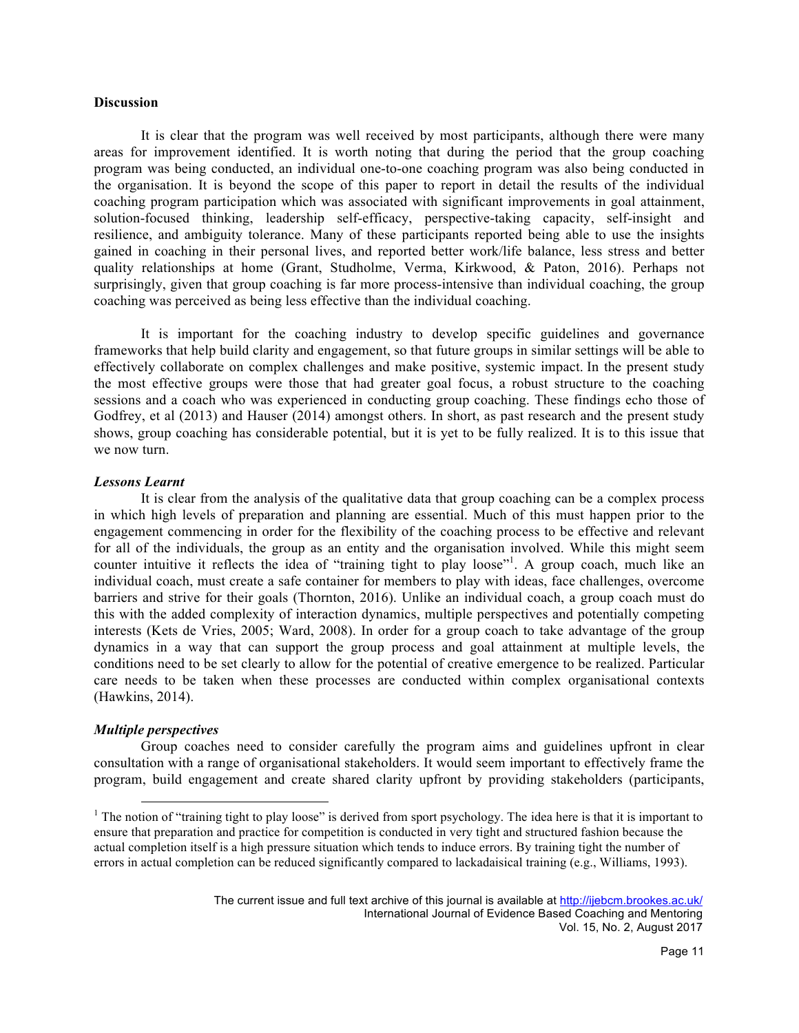**Discussion**

It is clear that the program was well received by most participants, although there were many areas for improvement identified. It is worth noting that during the period that the group coaching program was being conducted, an individual one-to-one coaching program was also being conducted in the organisation. It is beyond the scope of this paper to report in detail the results of the individual coaching program participation which was associated with significant improvements in goal attainment, solution-focused thinking, leadership self-efficacy, perspective-taking capacity, self-insight and resilience, and ambiguity tolerance. Many of these participants reported being able to use the insights gained in coaching in their personal lives, and reported better work/life balance, less stress and better quality relationships at home (Grant, Studholme, Verma, Kirkwood, & Paton, 2016). Perhaps not surprisingly, given that group coaching is far more process-intensive than individual coaching, the group coaching was perceived as being less effective than the individual coaching.

It is important for the coaching industry to develop specific guidelines and governance frameworks that help build clarity and engagement, so that future groups in similar settings will be able to effectively collaborate on complex challenges and make positive, systemic impact. In the present study the most effective groups were those that had greater goal focus, a robust structure to the coaching sessions and a coach who was experienced in conducting group coaching. These findings echo those of Godfrey, et al (2013) and Hauser (2014) amongst others. In short, as past research and the present study shows, group coaching has considerable potential, but it is yet to be fully realized. It is to this issue that we now turn.

***Lessons Learnt***

It is clear from the analysis of the qualitative data that group coaching can be a complex process in which high levels of preparation and planning are essential. Much of this must happen prior to the engagement commencing in order for the flexibility of the coaching process to be effective and relevant for all of the individuals, the group as an entity and the organisation involved. While this might seem counter intuitive it reflects the idea of "training tight to play loose"[1]. A group coach, much like an individual coach, must create a safe container for members to play with ideas, face challenges, overcome barriers and strive for their goals (Thornton, 2016). Unlike an individual coach, a group coach must do this with the added complexity of interaction dynamics, multiple perspectives and potentially competing interests (Kets de Vries, 2005; Ward, 2008). In order for a group coach to take advantage of the group dynamics in a way that can support the group process and goal attainment at multiple levels, the conditions need to be set clearly to allow for the potential of creative emergence to be realized. Particular care needs to be taken when these processes are conducted within complex organisational contexts (Hawkins, 2014).

***Multiple perspectives***

Group coaches need to consider carefully the program aims and guidelines upfront in clear consultation with a range of organisational stakeholders. It would seem important to effectively frame the program, build engagement and create shared clarity upfront by providing stakeholders (participants,

[1] The notion of "training tight to play loose" is derived from sport psychology. The idea here is that it is important to ensure that preparation and practice for competition is conducted in very tight and structured fashion because the actual completion itself is a high pressure situation which tends to induce errors. By training tight the number of errors in actual completion can be reduced significantly compared to lackadaisical training (e.g., Williams, 1993).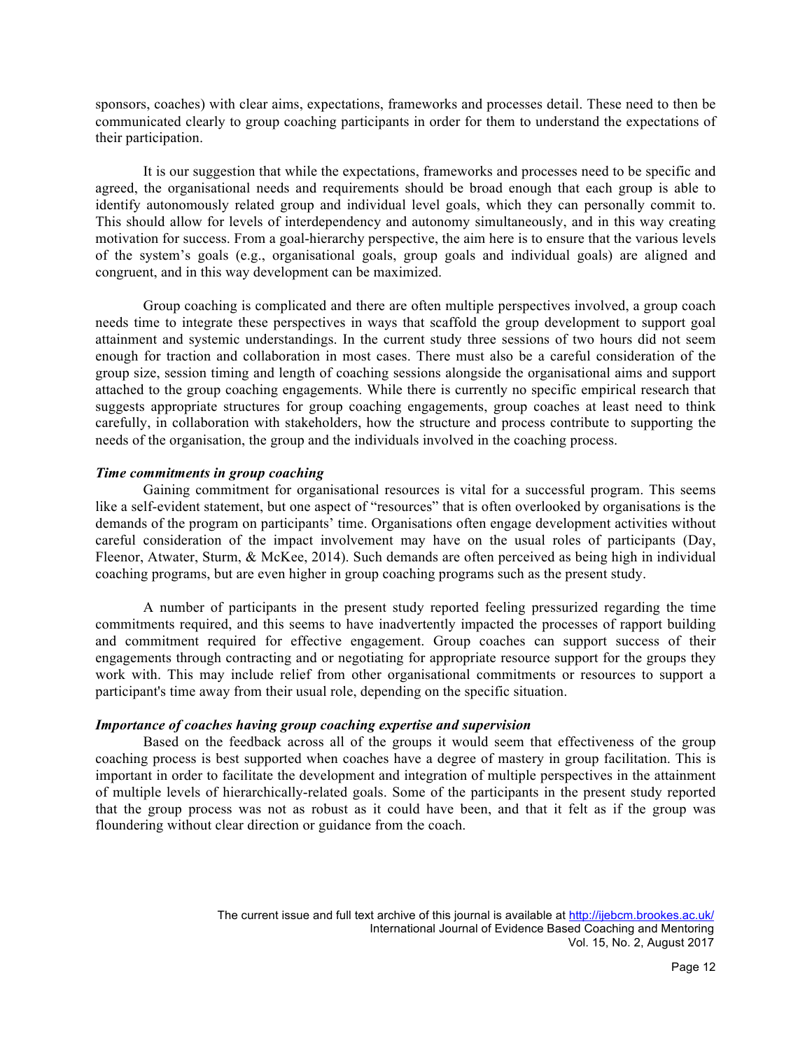sponsors, coaches) with clear aims, expectations, frameworks and processes detail. These need to then be communicated clearly to group coaching participants in order for them to understand the expectations of their participation.

It is our suggestion that while the expectations, frameworks and processes need to be specific and agreed, the organisational needs and requirements should be broad enough that each group is able to identify autonomously related group and individual level goals, which they can personally commit to. This should allow for levels of interdependency and autonomy simultaneously, and in this way creating motivation for success. From a goal-hierarchy perspective, the aim here is to ensure that the various levels of the system's goals (e.g., organisational goals, group goals and individual goals) are aligned and congruent, and in this way development can be maximized.

Group coaching is complicated and there are often multiple perspectives involved, a group coach needs time to integrate these perspectives in ways that scaffold the group development to support goal attainment and systemic understandings. In the current study three sessions of two hours did not seem enough for traction and collaboration in most cases. There must also be a careful consideration of the group size, session timing and length of coaching sessions alongside the organisational aims and support attached to the group coaching engagements. While there is currently no specific empirical research that suggests appropriate structures for group coaching engagements, group coaches at least need to think carefully, in collaboration with stakeholders, how the structure and process contribute to supporting the needs of the organisation, the group and the individuals involved in the coaching process.

***Time commitments in group coaching***

Gaining commitment for organisational resources is vital for a successful program. This seems like a self-evident statement, but one aspect of "resources" that is often overlooked by organisations is the demands of the program on participants' time. Organisations often engage development activities without careful consideration of the impact involvement may have on the usual roles of participants (Day, Fleenor, Atwater, Sturm, & McKee, 2014). Such demands are often perceived as being high in individual coaching programs, but are even higher in group coaching programs such as the present study.

A number of participants in the present study reported feeling pressurized regarding the time commitments required, and this seems to have inadvertently impacted the processes of rapport building and commitment required for effective engagement. Group coaches can support success of their engagements through contracting and or negotiating for appropriate resource support for the groups they work with. This may include relief from other organisational commitments or resources to support a participant's time away from their usual role, depending on the specific situation.

***Importance of coaches having group coaching expertise and supervision***

Based on the feedback across all of the groups it would seem that effectiveness of the group coaching process is best supported when coaches have a degree of mastery in group facilitation. This is important in order to facilitate the development and integration of multiple perspectives in the attainment of multiple levels of hierarchically-related goals. Some of the participants in the present study reported that the group process was not as robust as it could have been, and that it felt as if the group was floundering without clear direction or guidance from the coach.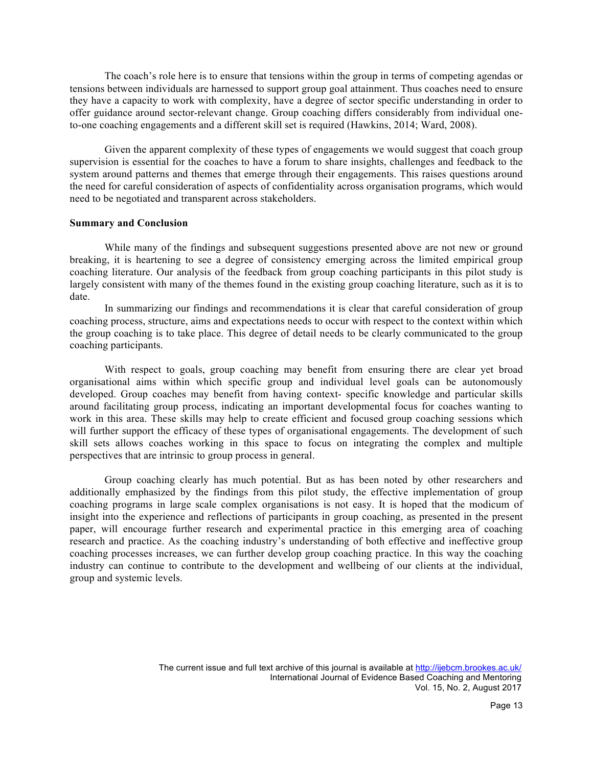The coach's role here is to ensure that tensions within the group in terms of competing agendas or tensions between individuals are harnessed to support group goal attainment. Thus coaches need to ensure they have a capacity to work with complexity, have a degree of sector specific understanding in order to offer guidance around sector-relevant change. Group coaching differs considerably from individual one-to-one coaching engagements and a different skill set is required (Hawkins, 2014; Ward, 2008).

Given the apparent complexity of these types of engagements we would suggest that coach group supervision is essential for the coaches to have a forum to share insights, challenges and feedback to the system around patterns and themes that emerge through their engagements. This raises questions around the need for careful consideration of aspects of confidentiality across organisation programs, which would need to be negotiated and transparent across stakeholders.

**Summary and Conclusion**

While many of the findings and subsequent suggestions presented above are not new or ground breaking, it is heartening to see a degree of consistency emerging across the limited empirical group coaching literature. Our analysis of the feedback from group coaching participants in this pilot study is largely consistent with many of the themes found in the existing group coaching literature, such as it is to date.

In summarizing our findings and recommendations it is clear that careful consideration of group coaching process, structure, aims and expectations needs to occur with respect to the context within which the group coaching is to take place. This degree of detail needs to be clearly communicated to the group coaching participants.

With respect to goals, group coaching may benefit from ensuring there are clear yet broad organisational aims within which specific group and individual level goals can be autonomously developed. Group coaches may benefit from having context- specific knowledge and particular skills around facilitating group process, indicating an important developmental focus for coaches wanting to work in this area. These skills may help to create efficient and focused group coaching sessions which will further support the efficacy of these types of organisational engagements. The development of such skill sets allows coaches working in this space to focus on integrating the complex and multiple perspectives that are intrinsic to group process in general.

Group coaching clearly has much potential. But as has been noted by other researchers and additionally emphasized by the findings from this pilot study, the effective implementation of group coaching programs in large scale complex organisations is not easy. It is hoped that the modicum of insight into the experience and reflections of participants in group coaching, as presented in the present paper, will encourage further research and experimental practice in this emerging area of coaching research and practice. As the coaching industry's understanding of both effective and ineffective group coaching processes increases, we can further develop group coaching practice. In this way the coaching industry can continue to contribute to the development and wellbeing of our clients at the individual, group and systemic levels.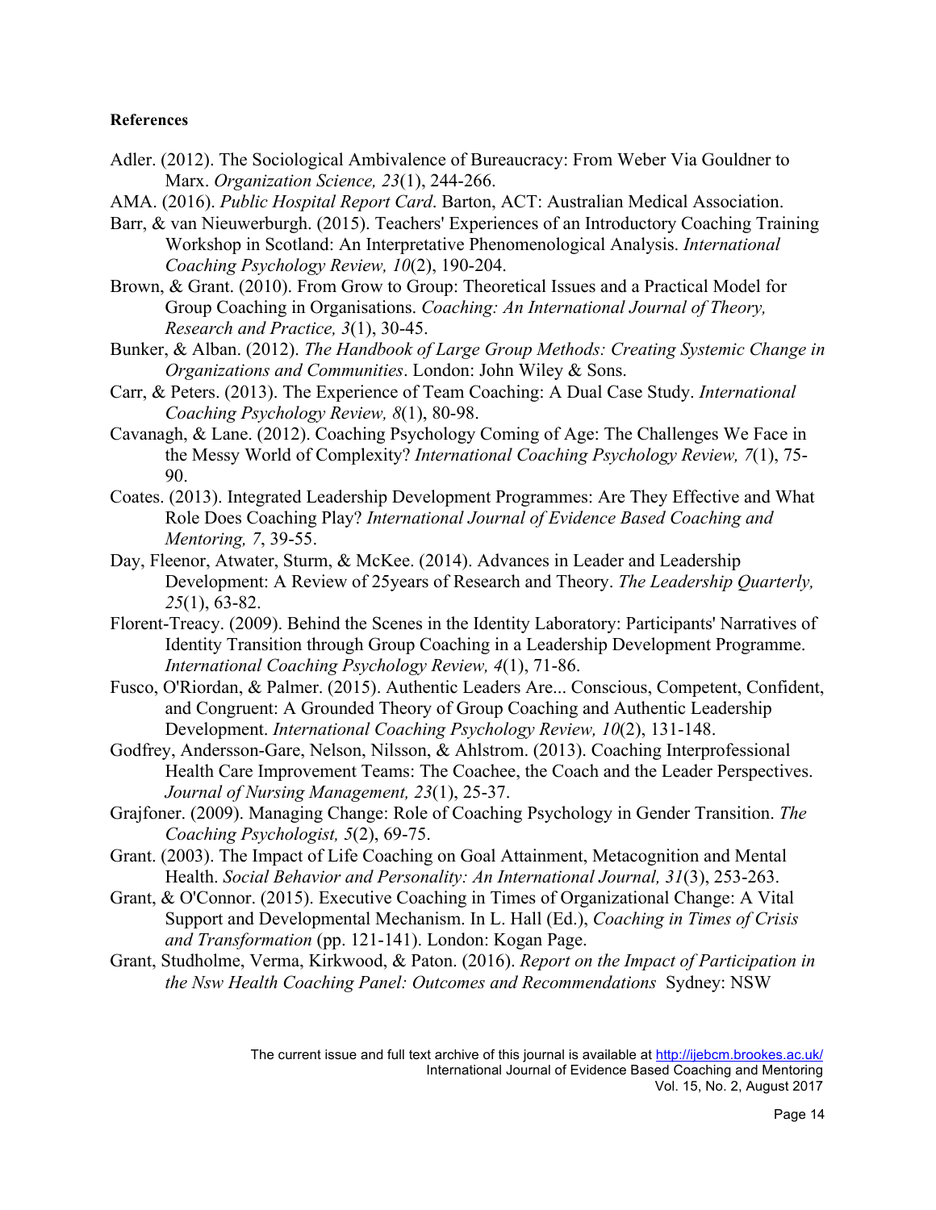**References**

Adler. (2012). The Sociological Ambivalence of Bureaucracy: From Weber Via Gouldner to Marx. *Organization Science, 23*(1), 244-266.

AMA. (2016). *Public Hospital Report Card*. Barton, ACT: Australian Medical Association.

Barr, & van Nieuwerburgh. (2015). Teachers' Experiences of an Introductory Coaching Training Workshop in Scotland: An Interpretative Phenomenological Analysis. *International Coaching Psychology Review, 10*(2), 190-204.

Brown, & Grant. (2010). From Grow to Group: Theoretical Issues and a Practical Model for Group Coaching in Organisations. *Coaching: An International Journal of Theory, Research and Practice, 3*(1), 30-45.

Bunker, & Alban. (2012). *The Handbook of Large Group Methods: Creating Systemic Change in Organizations and Communities*. London: John Wiley & Sons.

Carr, & Peters. (2013). The Experience of Team Coaching: A Dual Case Study. *International Coaching Psychology Review, 8*(1), 80-98.

Cavanagh, & Lane. (2012). Coaching Psychology Coming of Age: The Challenges We Face in the Messy World of Complexity? *International Coaching Psychology Review, 7*(1), 75-90.

Coates. (2013). Integrated Leadership Development Programmes: Are They Effective and What Role Does Coaching Play? *International Journal of Evidence Based Coaching and Mentoring, 7*, 39-55.

Day, Fleenor, Atwater, Sturm, & McKee. (2014). Advances in Leader and Leadership Development: A Review of 25years of Research and Theory. *The Leadership Quarterly, 25*(1), 63-82.

Florent-Treacy. (2009). Behind the Scenes in the Identity Laboratory: Participants' Narratives of Identity Transition through Group Coaching in a Leadership Development Programme. *International Coaching Psychology Review, 4*(1), 71-86.

Fusco, O'Riordan, & Palmer. (2015). Authentic Leaders Are... Conscious, Competent, Confident, and Congruent: A Grounded Theory of Group Coaching and Authentic Leadership Development. *International Coaching Psychology Review, 10*(2), 131-148.

Godfrey, Andersson-Gare, Nelson, Nilsson, & Ahlstrom. (2013). Coaching Interprofessional Health Care Improvement Teams: The Coachee, the Coach and the Leader Perspectives. *Journal of Nursing Management, 23*(1), 25-37.

Grajfoner. (2009). Managing Change: Role of Coaching Psychology in Gender Transition. *The Coaching Psychologist, 5*(2), 69-75.

Grant. (2003). The Impact of Life Coaching on Goal Attainment, Metacognition and Mental Health. *Social Behavior and Personality: An International Journal, 31*(3), 253-263.

Grant, & O'Connor. (2015). Executive Coaching in Times of Organizational Change: A Vital Support and Developmental Mechanism. In L. Hall (Ed.), *Coaching in Times of Crisis and Transformation* (pp. 121-141). London: Kogan Page.

Grant, Studholme, Verma, Kirkwood, & Paton. (2016). *Report on the Impact of Participation in the Nsw Health Coaching Panel: Outcomes and Recommendations* Sydney: NSW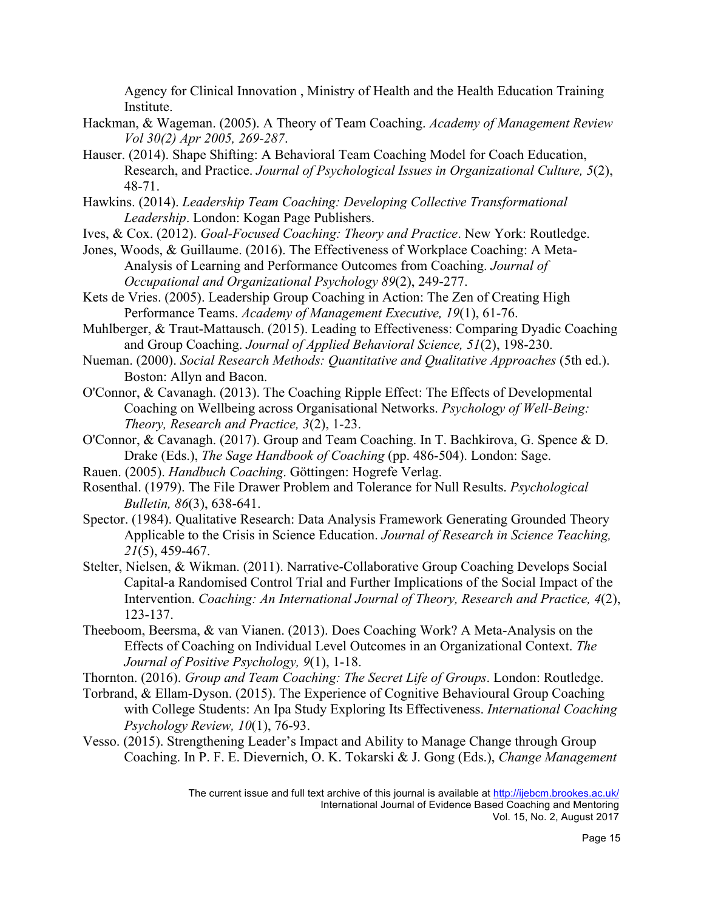Agency for Clinical Innovation , Ministry of Health and the Health Education Training Institute.

Hackman, & Wageman. (2005). A Theory of Team Coaching. *Academy of Management Review Vol 30(2) Apr 2005, 269-287*.

Hauser. (2014). Shape Shifting: A Behavioral Team Coaching Model for Coach Education, Research, and Practice. *Journal of Psychological Issues in Organizational Culture, 5*(2), 48-71.

Hawkins. (2014). *Leadership Team Coaching: Developing Collective Transformational Leadership*. London: Kogan Page Publishers.

Ives, & Cox. (2012). *Goal-Focused Coaching: Theory and Practice*. New York: Routledge.

Jones, Woods, & Guillaume. (2016). The Effectiveness of Workplace Coaching: A Meta-Analysis of Learning and Performance Outcomes from Coaching. *Journal of Occupational and Organizational Psychology 89*(2), 249-277.

Kets de Vries. (2005). Leadership Group Coaching in Action: The Zen of Creating High Performance Teams. *Academy of Management Executive, 19*(1), 61-76.

Muhlberger, & Traut-Mattausch. (2015). Leading to Effectiveness: Comparing Dyadic Coaching and Group Coaching. *Journal of Applied Behavioral Science, 51*(2), 198-230.

Nueman. (2000). *Social Research Methods: Quantitative and Qualitative Approaches* (5th ed.). Boston: Allyn and Bacon.

O'Connor, & Cavanagh. (2013). The Coaching Ripple Effect: The Effects of Developmental Coaching on Wellbeing across Organisational Networks. *Psychology of Well-Being: Theory, Research and Practice, 3*(2), 1-23.

O'Connor, & Cavanagh. (2017). Group and Team Coaching. In T. Bachkirova, G. Spence & D. Drake (Eds.), *The Sage Handbook of Coaching* (pp. 486-504). London: Sage.

Rauen. (2005). *Handbuch Coaching*. Göttingen: Hogrefe Verlag.

Rosenthal. (1979). The File Drawer Problem and Tolerance for Null Results. *Psychological Bulletin, 86*(3), 638-641.

Spector. (1984). Qualitative Research: Data Analysis Framework Generating Grounded Theory Applicable to the Crisis in Science Education. *Journal of Research in Science Teaching, 21*(5), 459-467.

Stelter, Nielsen, & Wikman. (2011). Narrative-Collaborative Group Coaching Develops Social Capital-a Randomised Control Trial and Further Implications of the Social Impact of the Intervention. *Coaching: An International Journal of Theory, Research and Practice, 4*(2), 123-137.

Theeboom, Beersma, & van Vianen. (2013). Does Coaching Work? A Meta-Analysis on the Effects of Coaching on Individual Level Outcomes in an Organizational Context. *The Journal of Positive Psychology, 9*(1), 1-18.

Thornton. (2016). *Group and Team Coaching: The Secret Life of Groups*. London: Routledge.

Torbrand, & Ellam-Dyson. (2015). The Experience of Cognitive Behavioural Group Coaching with College Students: An Ipa Study Exploring Its Effectiveness. *International Coaching Psychology Review, 10*(1), 76-93.

Vesso. (2015). Strengthening Leader's Impact and Ability to Manage Change through Group Coaching. In P. F. E. Dievernich, O. K. Tokarski & J. Gong (Eds.), *Change Management*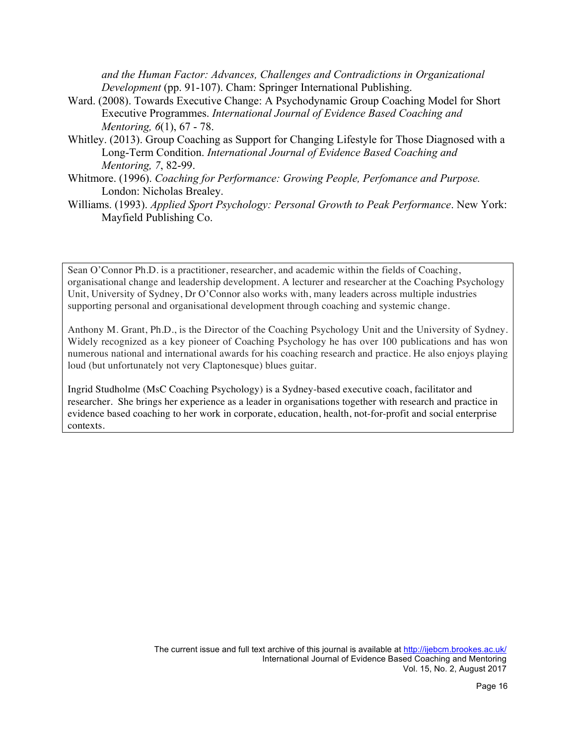*and the Human Factor: Advances, Challenges and Contradictions in Organizational Development* (pp. 91-107). Cham: Springer International Publishing.

Ward. (2008). Towards Executive Change: A Psychodynamic Group Coaching Model for Short Executive Programmes. *International Journal of Evidence Based Coaching and Mentoring, 6*(1), 67 - 78.

Whitley. (2013). Group Coaching as Support for Changing Lifestyle for Those Diagnosed with a Long-Term Condition. *International Journal of Evidence Based Coaching and Mentoring, 7*, 82-99.

Whitmore. (1996). *Coaching for Performance: Growing People, Perfomance and Purpose.* London: Nicholas Brealey.

Williams. (1993). *Applied Sport Psychology: Personal Growth to Peak Performance*. New York: Mayfield Publishing Co.

Sean O'Connor Ph.D. is a practitioner, researcher, and academic within the fields of Coaching, organisational change and leadership development. A lecturer and researcher at the Coaching Psychology Unit, University of Sydney, Dr O'Connor also works with, many leaders across multiple industries supporting personal and organisational development through coaching and systemic change.

Anthony M. Grant, Ph.D., is the Director of the Coaching Psychology Unit and the University of Sydney. Widely recognized as a key pioneer of Coaching Psychology he has over 100 publications and has won numerous national and international awards for his coaching research and practice. He also enjoys playing loud (but unfortunately not very Claptonesque) blues guitar.

Ingrid Studholme (MsC Coaching Psychology) is a Sydney-based executive coach, facilitator and researcher. She brings her experience as a leader in organisations together with research and practice in evidence based coaching to her work in corporate, education, health, not-for-profit and social enterprise contexts.